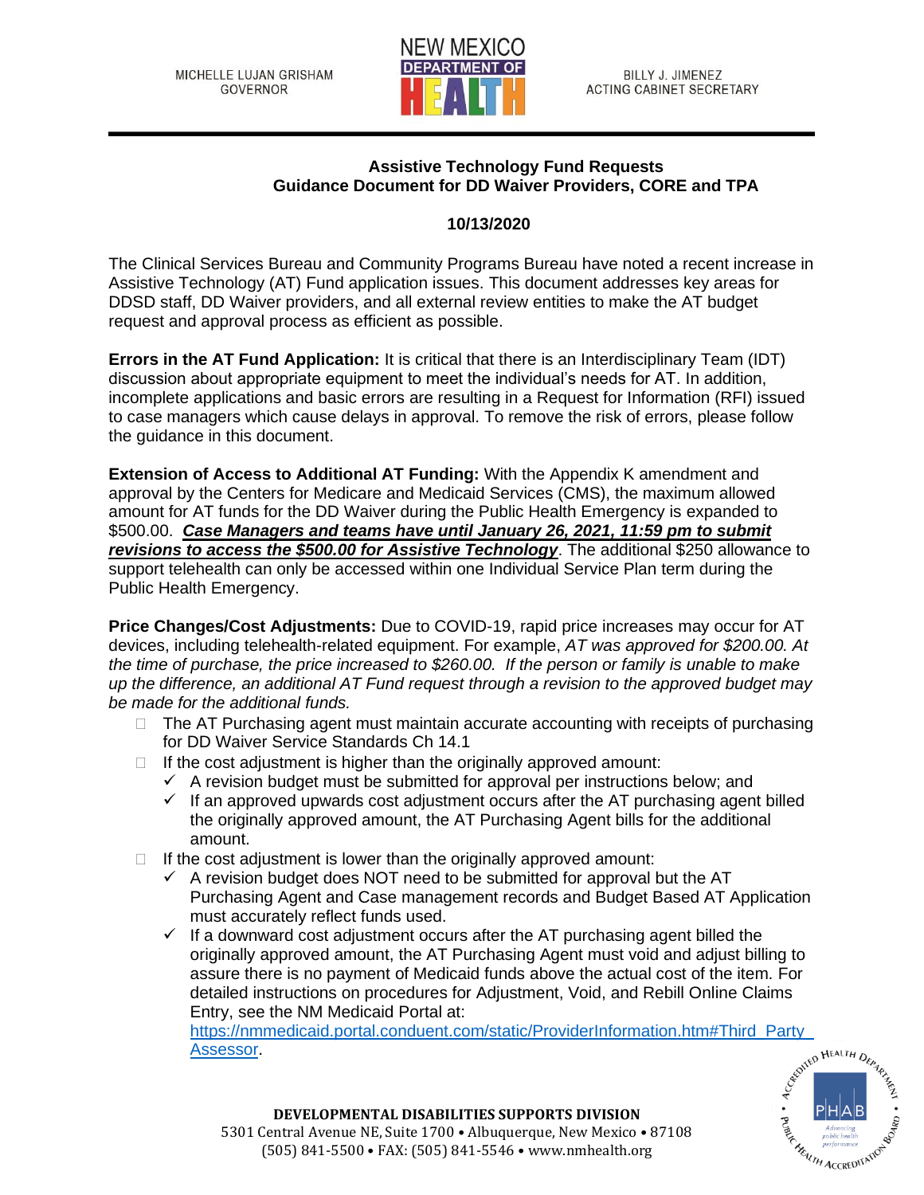MICHELLE LUJAN GRISHAM
GOVERNOR

NEW MEXICO DEPARTMENT OF HEALTH

BILLY J. JIMENEZ
ACTING CABINET SECRETARY

## Assistive Technology Fund Requests
## Guidance Document for DD Waiver Providers, CORE and TPA

**10/13/2020**

The Clinical Services Bureau and Community Programs Bureau have noted a recent increase in Assistive Technology (AT) Fund application issues. This document addresses key areas for DDSD staff, DD Waiver providers, and all external review entities to make the AT budget request and approval process as efficient as possible.

**Errors in the AT Fund Application:** It is critical that there is an Interdisciplinary Team (IDT) discussion about appropriate equipment to meet the individual's needs for AT. In addition, incomplete applications and basic errors are resulting in a Request for Information (RFI) issued to case managers which cause delays in approval. To remove the risk of errors, please follow the guidance in this document.

**Extension of Access to Additional AT Funding:** With the Appendix K amendment and approval by the Centers for Medicare and Medicaid Services (CMS), the maximum allowed amount for AT funds for the DD Waiver during the Public Health Emergency is expanded to $500.00. ***Case Managers and teams have until January 26, 2021, 11:59 pm to submit revisions to access the $500.00 for Assistive Technology***. The additional $250 allowance to support telehealth can only be accessed within one Individual Service Plan term during the Public Health Emergency.

**Price Changes/Cost Adjustments:** Due to COVID-19, rapid price increases may occur for AT devices, including telehealth-related equipment. For example, *AT was approved for $200.00. At the time of purchase, the price increased to $260.00. If the person or family is unable to make up the difference, an additional AT Fund request through a revision to the approved budget may be made for the additional funds.*

- The AT Purchasing agent must maintain accurate accounting with receipts of purchasing for DD Waiver Service Standards Ch 14.1
- If the cost adjustment is higher than the originally approved amount:
  - ✓ A revision budget must be submitted for approval per instructions below; and
  - ✓ If an approved upwards cost adjustment occurs after the AT purchasing agent billed the originally approved amount, the AT Purchasing Agent bills for the additional amount.
- If the cost adjustment is lower than the originally approved amount:
  - ✓ A revision budget does NOT need to be submitted for approval but the AT Purchasing Agent and Case management records and Budget Based AT Application must accurately reflect funds used.
  - ✓ If a downward cost adjustment occurs after the AT purchasing agent billed the originally approved amount, the AT Purchasing Agent must void and adjust billing to assure there is no payment of Medicaid funds above the actual cost of the item. For detailed instructions on procedures for Adjustment, Void, and Rebill Online Claims Entry, see the NM Medicaid Portal at: https://nmmedicaid.portal.conduent.com/static/ProviderInformation.htm#Third_Party_Assessor.

**DEVELOPMENTAL DISABILITIES SUPPORTS DIVISION**
5301 Central Avenue NE, Suite 1700 • Albuquerque, New Mexico • 87108
(505) 841-5500 • FAX: (505) 841-5546 • www.nmhealth.org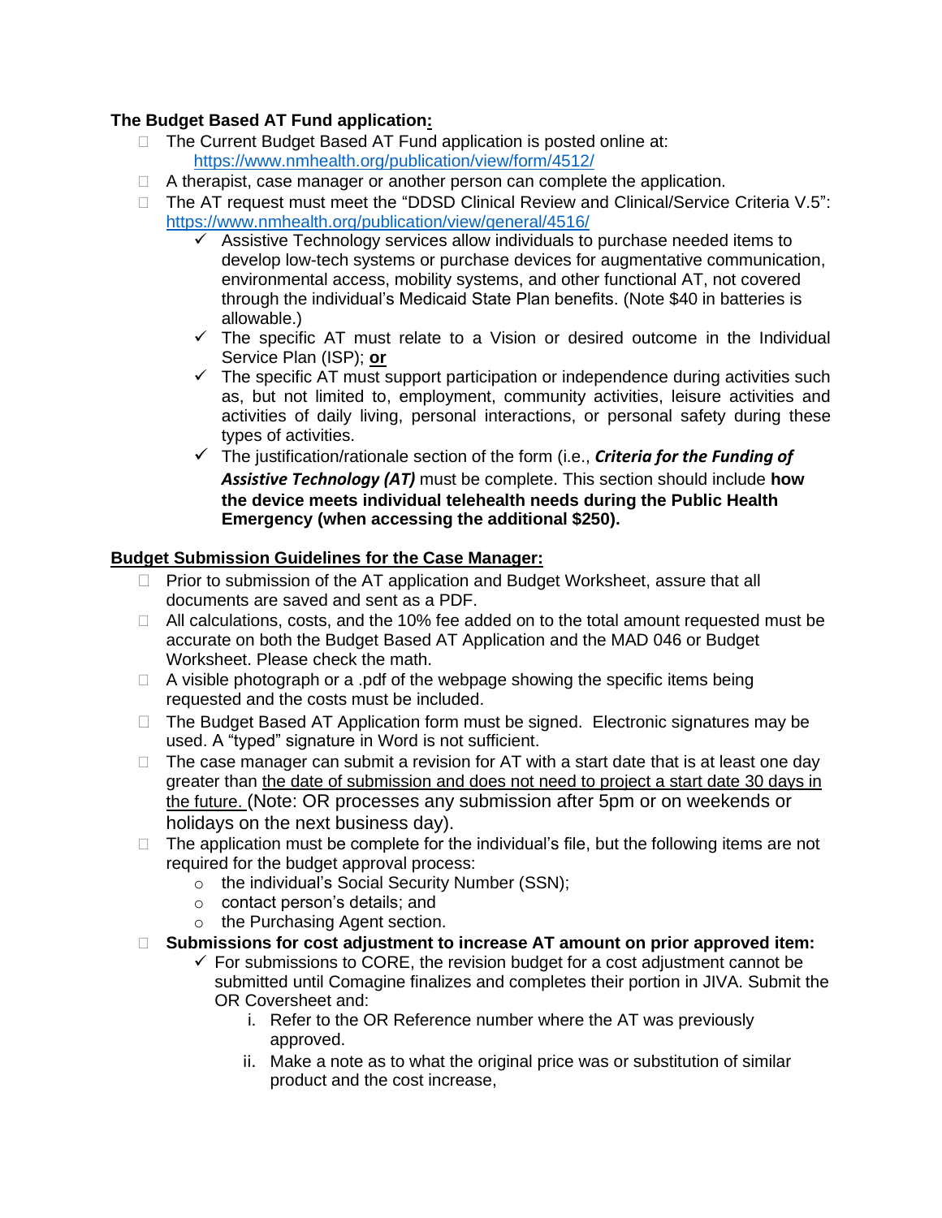**The Budget Based AT Fund application:**

- The Current Budget Based AT Fund application is posted online at: https://www.nmhealth.org/publication/view/form/4512/
- A therapist, case manager or another person can complete the application.
- The AT request must meet the "DDSD Clinical Review and Clinical/Service Criteria V.5": https://www.nmhealth.org/publication/view/general/4516/
  - ✓ Assistive Technology services allow individuals to purchase needed items to develop low-tech systems or purchase devices for augmentative communication, environmental access, mobility systems, and other functional AT, not covered through the individual's Medicaid State Plan benefits. (Note $40 in batteries is allowable.)
  - ✓ The specific AT must relate to a Vision or desired outcome in the Individual Service Plan (ISP); **or**
  - ✓ The specific AT must support participation or independence during activities such as, but not limited to, employment, community activities, leisure activities and activities of daily living, personal interactions, or personal safety during these types of activities.
  - ✓ The justification/rationale section of the form (i.e., ***Criteria for the Funding of Assistive Technology (AT)*** must be complete. This section should include **how the device meets individual telehealth needs during the Public Health Emergency (when accessing the additional $250).**

**Budget Submission Guidelines for the Case Manager:**

- Prior to submission of the AT application and Budget Worksheet, assure that all documents are saved and sent as a PDF.
- All calculations, costs, and the 10% fee added on to the total amount requested must be accurate on both the Budget Based AT Application and the MAD 046 or Budget Worksheet. Please check the math.
- A visible photograph or a .pdf of the webpage showing the specific items being requested and the costs must be included.
- The Budget Based AT Application form must be signed. Electronic signatures may be used. A "typed" signature in Word is not sufficient.
- The case manager can submit a revision for AT with a start date that is at least one day greater than the date of submission and does not need to project a start date 30 days in the future. (Note: OR processes any submission after 5pm or on weekends or holidays on the next business day).
- The application must be complete for the individual's file, but the following items are not required for the budget approval process:
  - the individual's Social Security Number (SSN);
  - contact person's details; and
  - the Purchasing Agent section.
- **Submissions for cost adjustment to increase AT amount on prior approved item:**
  - ✓ For submissions to CORE, the revision budget for a cost adjustment cannot be submitted until Comagine finalizes and completes their portion in JIVA. Submit the OR Coversheet and:
    1. Refer to the OR Reference number where the AT was previously approved.
    2. Make a note as to what the original price was or substitution of similar product and the cost increase,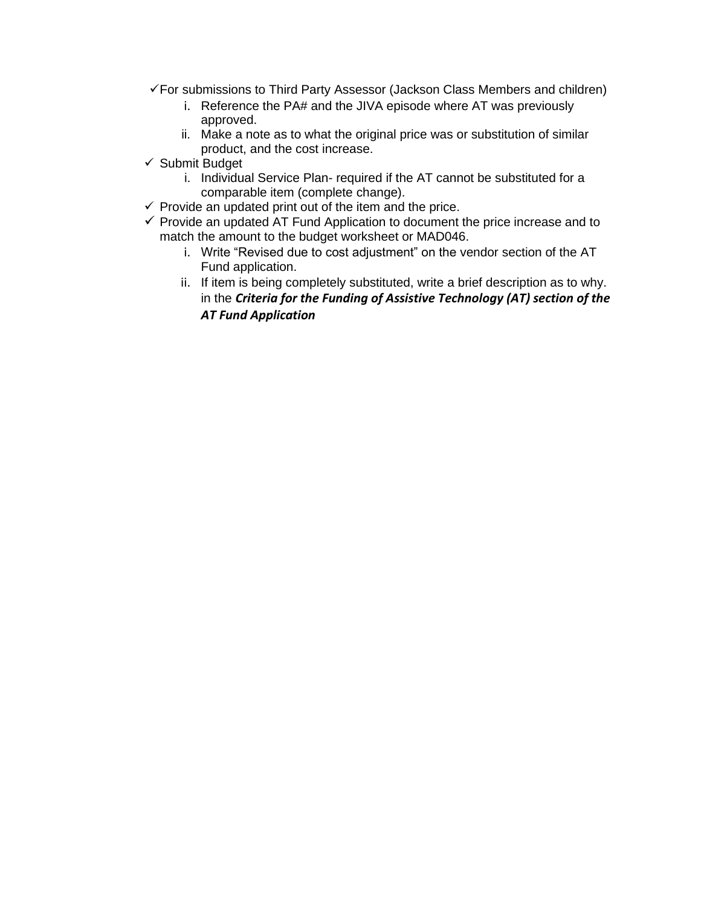- ✓For submissions to Third Party Assessor (Jackson Class Members and children)
    1. Reference the PA# and the JIVA episode where AT was previously approved.
    2. Make a note as to what the original price was or substitution of similar product, and the cost increase.
- ✓ Submit Budget
    1. Individual Service Plan- required if the AT cannot be substituted for a comparable item (complete change).
- ✓ Provide an updated print out of the item and the price.
- ✓ Provide an updated AT Fund Application to document the price increase and to match the amount to the budget worksheet or MAD046.
    1. Write “Revised due to cost adjustment” on the vendor section of the AT Fund application.
    2. If item is being completely substituted, write a brief description as to why. in the ***Criteria for the Funding of Assistive Technology (AT) section of the AT Fund Application***